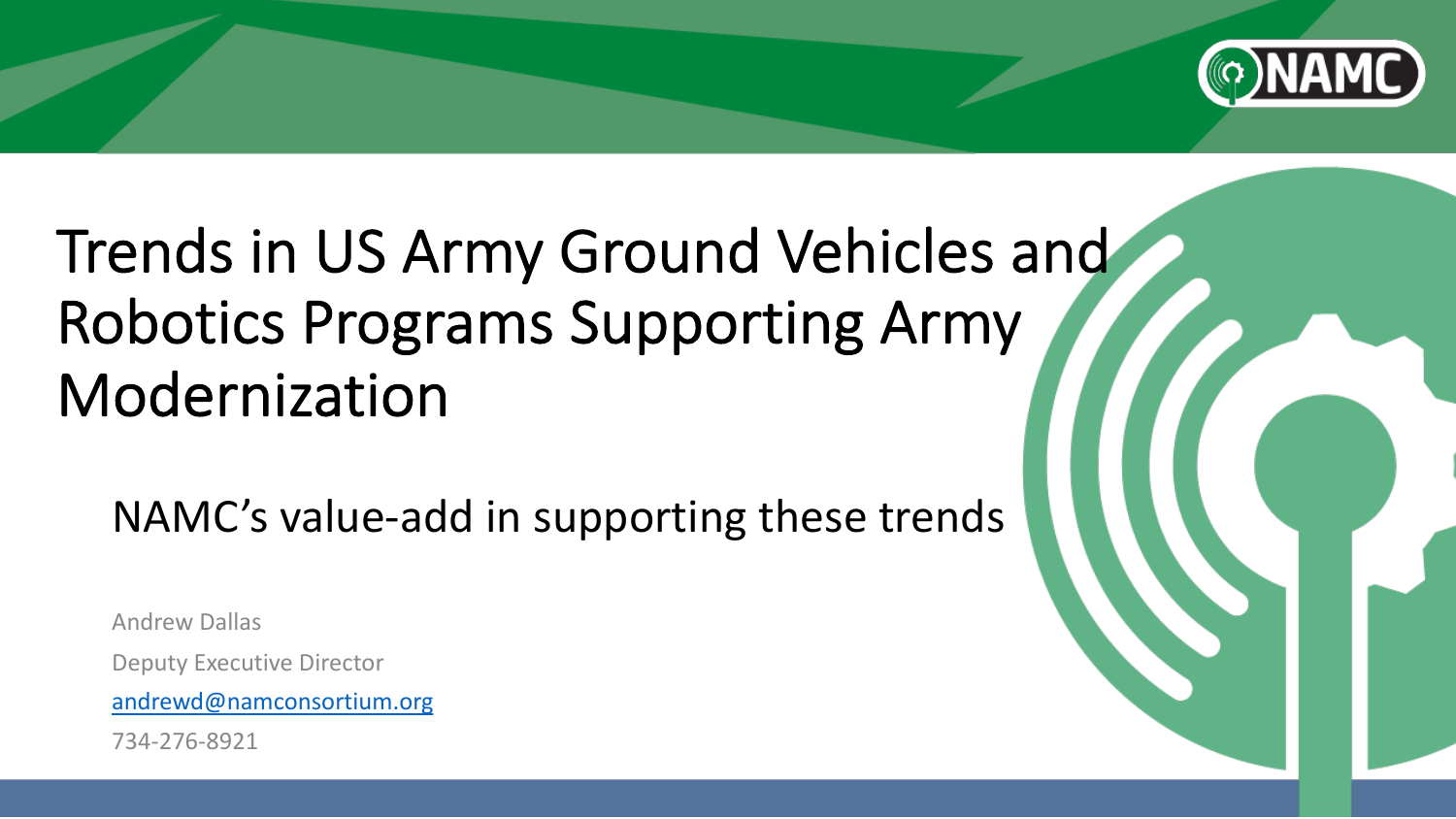# Trends in US Army Ground Vehicles and Robotics Programs Supporting Army Modernization

## NAMC's value-add in supporting these trends

Andrew Dallas

Deputy Executive Director

andrewd@namconsortium.org

734-276-8921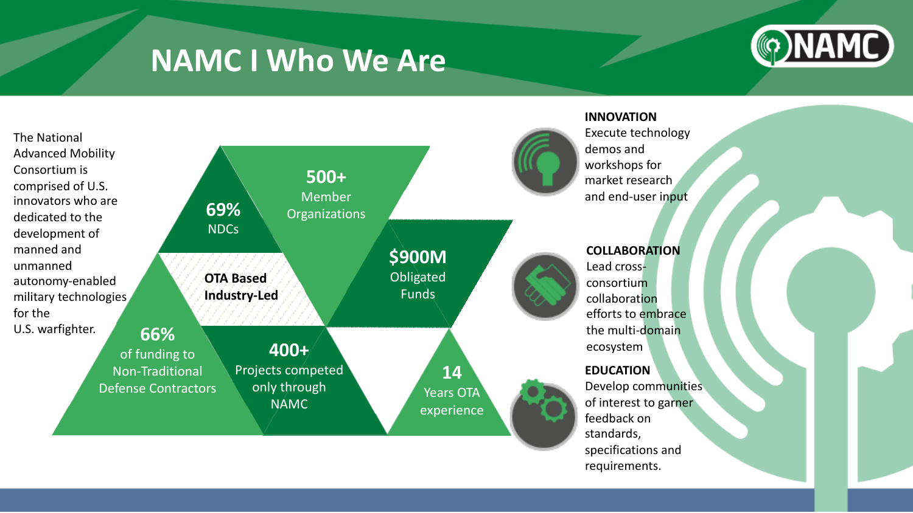# NAMC I Who We Are

The National Advanced Mobility Consortium is comprised of U.S. innovators who are dedicated to the development of manned and unmanned autonomy-enabled military technologies for the U.S. warfighter.

**69%**
NDCs

**500+**
Member Organizations

**OTA Based Industry-Led**

**$900M**
Obligated Funds

**66%**
of funding to Non-Traditional Defense Contractors

**400+**
Projects competed only through NAMC

**14**
Years OTA experience

**INNOVATION**
Execute technology demos and workshops for market research and end-user input

**COLLABORATION**
Lead cross-consortium collaboration efforts to embrace the multi-domain ecosystem

**EDUCATION**
Develop communities of interest to garner feedback on standards, specifications and requirements.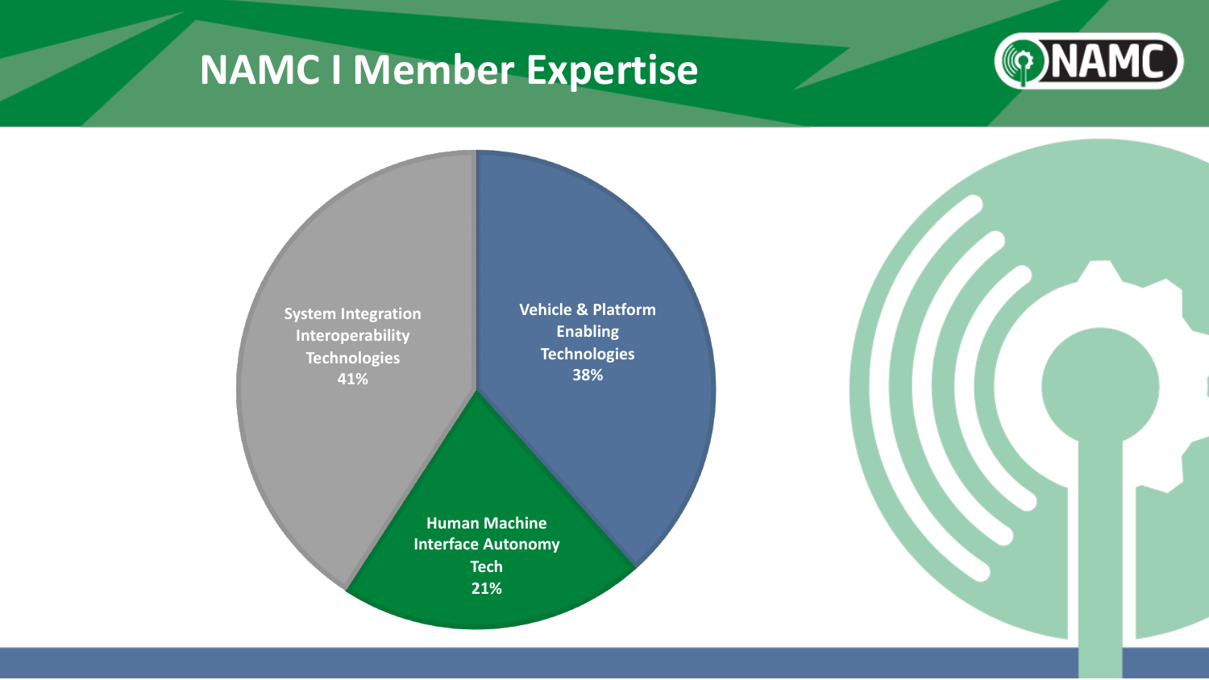# NAMC I Member Expertise

- System Integration Interoperability Technologies 41%
- Vehicle & Platform Enabling Technologies 38%
- Human Machine Interface Autonomy Tech 21%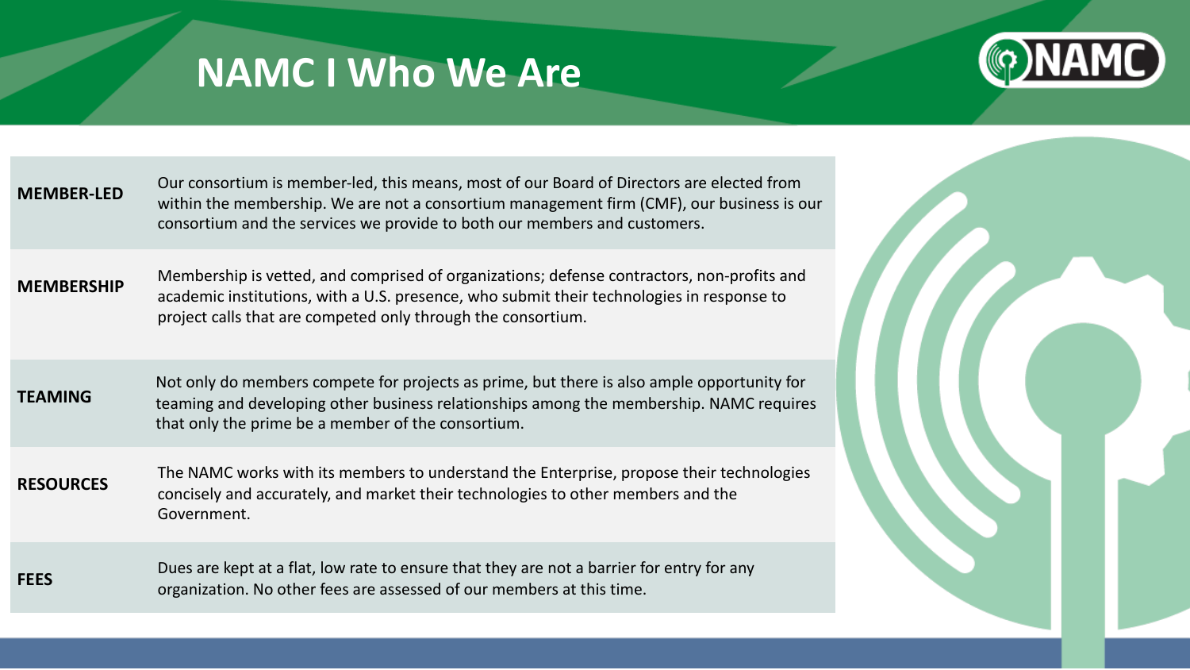# NAMC I Who We Are

| | |
|---|---|
| **MEMBER-LED** | Our consortium is member-led, this means, most of our Board of Directors are elected from within the membership. We are not a consortium management firm (CMF), our business is our consortium and the services we provide to both our members and customers. |
| **MEMBERSHIP** | Membership is vetted, and comprised of organizations; defense contractors, non-profits and academic institutions, with a U.S. presence, who submit their technologies in response to project calls that are competed only through the consortium. |
| **TEAMING** | Not only do members compete for projects as prime, but there is also ample opportunity for teaming and developing other business relationships among the membership. NAMC requires that only the prime be a member of the consortium. |
| **RESOURCES** | The NAMC works with its members to understand the Enterprise, propose their technologies concisely and accurately, and market their technologies to other members and the Government. |
| **FEES** | Dues are kept at a flat, low rate to ensure that they are not a barrier for entry for any organization. No other fees are assessed of our members at this time. |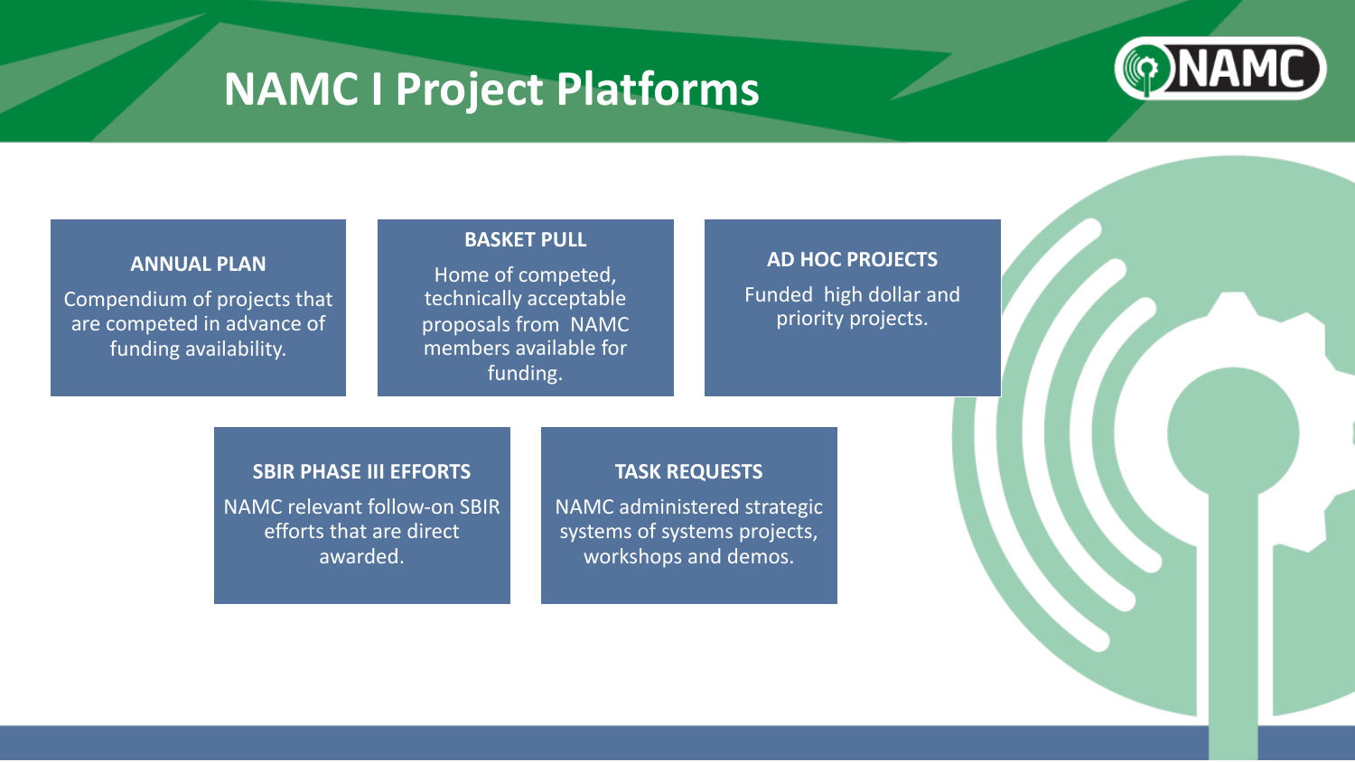# NAMC I Project Platforms

### ANNUAL PLAN

Compendium of projects that are competed in advance of funding availability.

### BASKET PULL

Home of competed, technically acceptable proposals from NAMC members available for funding.

### AD HOC PROJECTS

Funded high dollar and priority projects.

### SBIR PHASE III EFFORTS

NAMC relevant follow-on SBIR efforts that are direct awarded.

### TASK REQUESTS

NAMC administered strategic systems of systems projects, workshops and demos.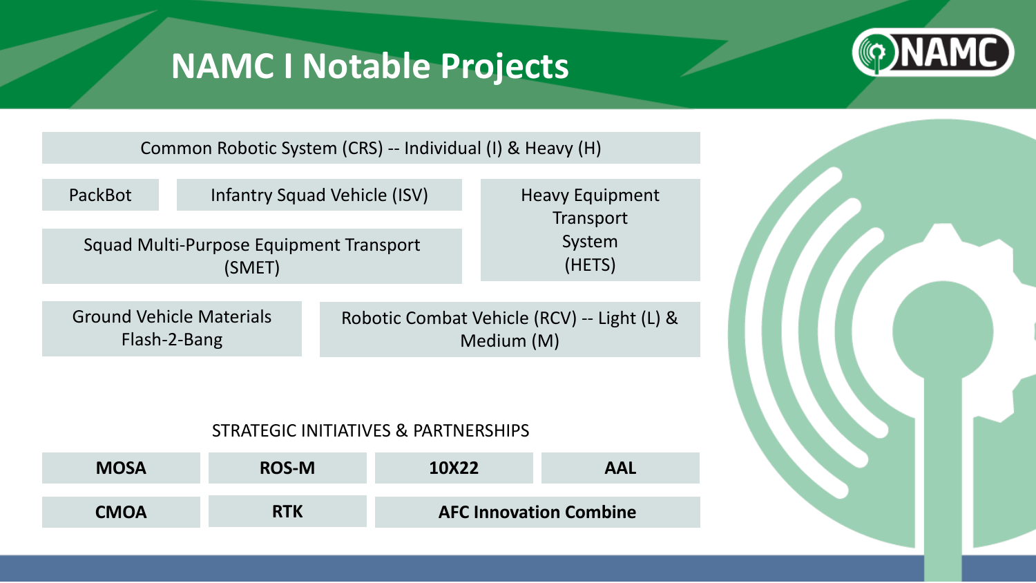# NAMC I Notable Projects

- Common Robotic System (CRS) -- Individual (I) & Heavy (H)
- PackBot
- Infantry Squad Vehicle (ISV)
- Heavy Equipment Transport System (HETS)
- Squad Multi-Purpose Equipment Transport (SMET)
- Ground Vehicle Materials Flash-2-Bang
- Robotic Combat Vehicle (RCV) -- Light (L) & Medium (M)

## STRATEGIC INITIATIVES & PARTNERSHIPS

- **MOSA**
- **ROS-M**
- **10X22**
- **AAL**
- **CMOA**
- **RTK**
- **AFC Innovation Combine**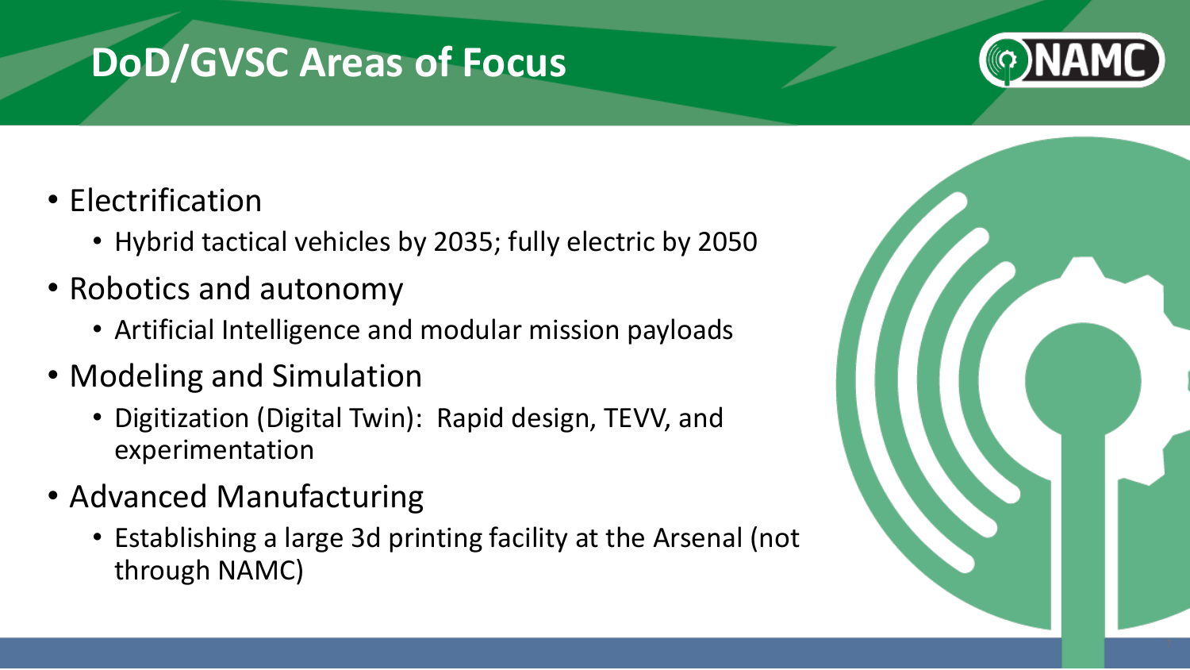# DoD/GVSC Areas of Focus

- Electrification
  - Hybrid tactical vehicles by 2035; fully electric by 2050
- Robotics and autonomy
  - Artificial Intelligence and modular mission payloads
- Modeling and Simulation
  - Digitization (Digital Twin): Rapid design, TEVV, and experimentation
- Advanced Manufacturing
  - Establishing a large 3d printing facility at the Arsenal (not through NAMC)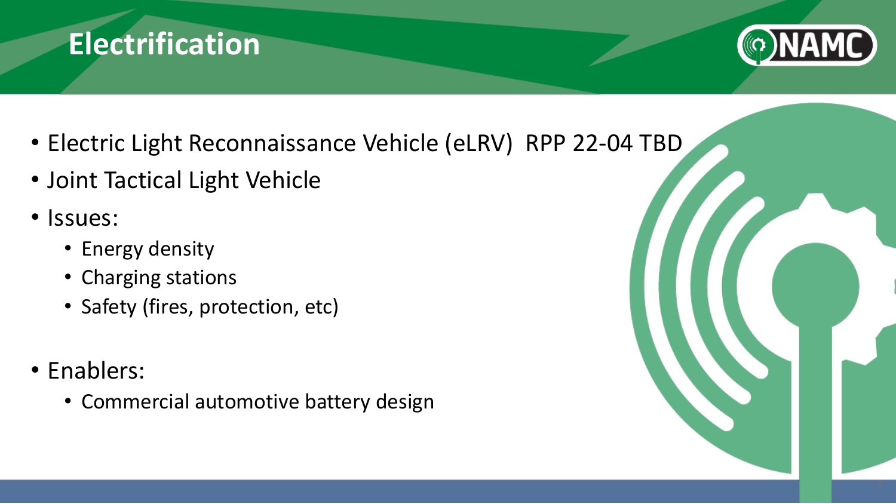# Electrification

- Electric Light Reconnaissance Vehicle (eLRV)  RPP 22-04 TBD
- Joint Tactical Light Vehicle
- Issues:
  - Energy density
  - Charging stations
  - Safety (fires, protection, etc)
- Enablers:
  - Commercial automotive battery design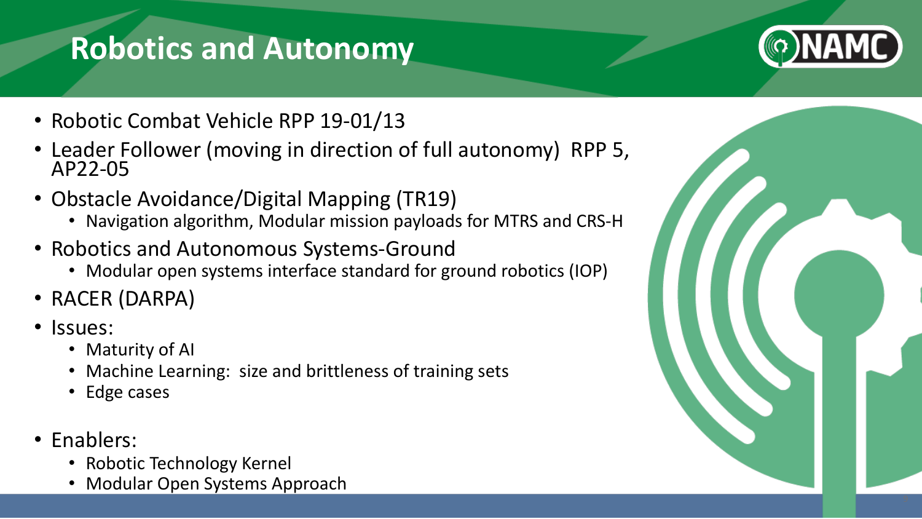# Robotics and Autonomy

- Robotic Combat Vehicle RPP 19-01/13
- Leader Follower (moving in direction of full autonomy) RPP 5, AP22-05
- Obstacle Avoidance/Digital Mapping (TR19)
  - Navigation algorithm, Modular mission payloads for MTRS and CRS-H
- Robotics and Autonomous Systems-Ground
  - Modular open systems interface standard for ground robotics (IOP)
- RACER (DARPA)
- Issues:
  - Maturity of AI
  - Machine Learning: size and brittleness of training sets
  - Edge cases
- Enablers:
  - Robotic Technology Kernel
  - Modular Open Systems Approach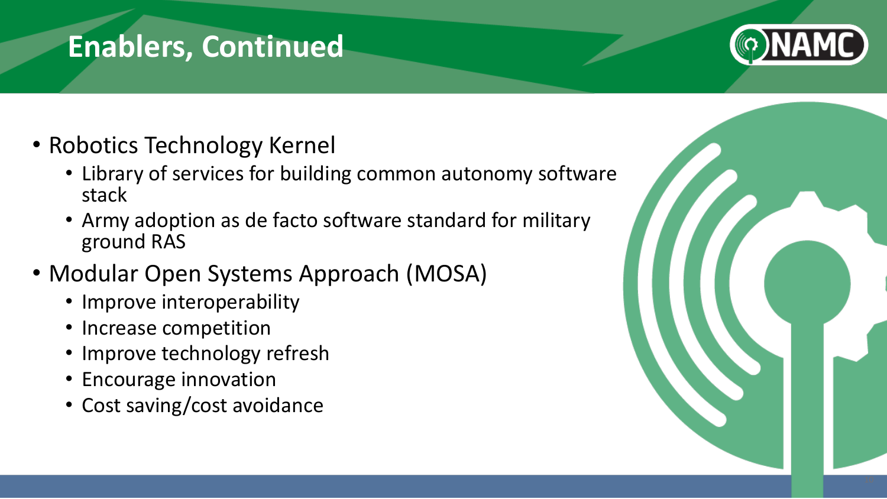# Enablers, Continued

- Robotics Technology Kernel
  - Library of services for building common autonomy software stack
  - Army adoption as de facto software standard for military ground RAS
- Modular Open Systems Approach (MOSA)
  - Improve interoperability
  - Increase competition
  - Improve technology refresh
  - Encourage innovation
  - Cost saving/cost avoidance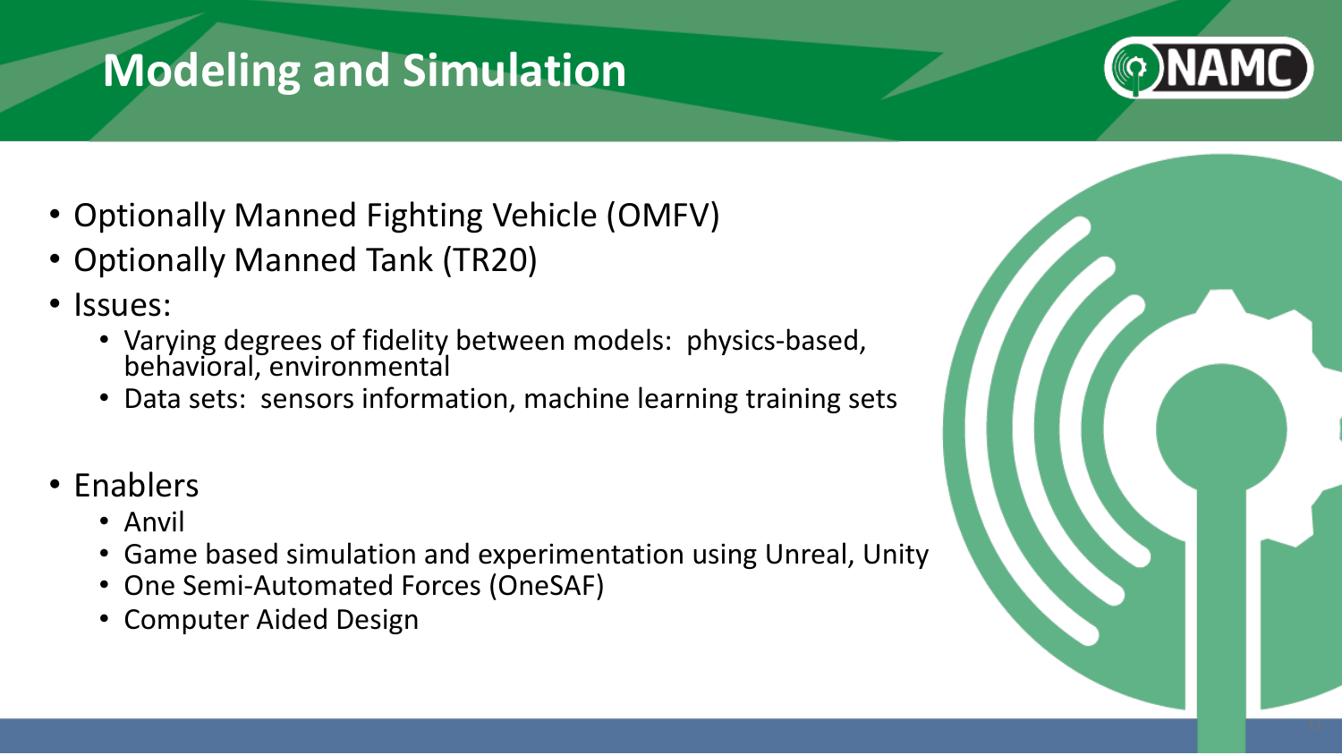# Modeling and Simulation

- Optionally Manned Fighting Vehicle (OMFV)
- Optionally Manned Tank (TR20)
- Issues:
  - Varying degrees of fidelity between models: physics-based, behavioral, environmental
  - Data sets: sensors information, machine learning training sets
- Enablers
  - Anvil
  - Game based simulation and experimentation using Unreal, Unity
  - One Semi-Automated Forces (OneSAF)
  - Computer Aided Design